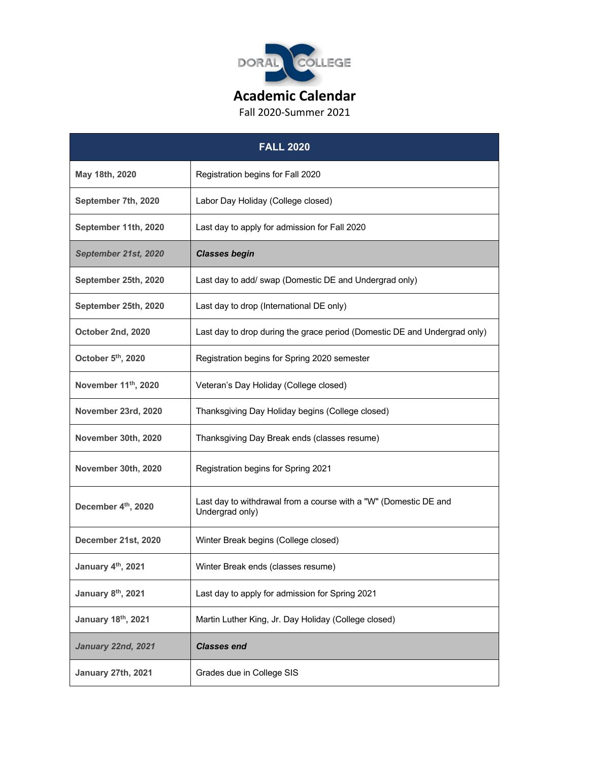DORAL COLLEGE

# Academic Calendar

Fall 2020-Summer 2021

| FALL 2020 | |
|---|---|
| **May 18th, 2020** | Registration begins for Fall 2020 |
| **September 7th, 2020** | Labor Day Holiday (College closed) |
| **September 11th, 2020** | Last day to apply for admission for Fall 2020 |
| ***September 21st, 2020*** | ***Classes begin*** |
| **September 25th, 2020** | Last day to add/ swap (Domestic DE and Undergrad only) |
| **September 25th, 2020** | Last day to drop (International DE only) |
| **October 2nd, 2020** | Last day to drop during the grace period (Domestic DE and Undergrad only) |
| **October 5th, 2020** | Registration begins for Spring 2020 semester |
| **November 11th, 2020** | Veteran's Day Holiday (College closed) |
| **November 23rd, 2020** | Thanksgiving Day Holiday begins (College closed) |
| **November 30th, 2020** | Thanksgiving Day Break ends (classes resume) |
| **November 30th, 2020** | Registration begins for Spring 2021 |
| **December 4th, 2020** | Last day to withdrawal from a course with a "W" (Domestic DE and Undergrad only) |
| **December 21st, 2020** | Winter Break begins (College closed) |
| **January 4th, 2021** | Winter Break ends (classes resume) |
| **January 8th, 2021** | Last day to apply for admission for Spring 2021 |
| **January 18th, 2021** | Martin Luther King, Jr. Day Holiday (College closed) |
| ***January 22nd, 2021*** | ***Classes end*** |
| **January 27th, 2021** | Grades due in College SIS |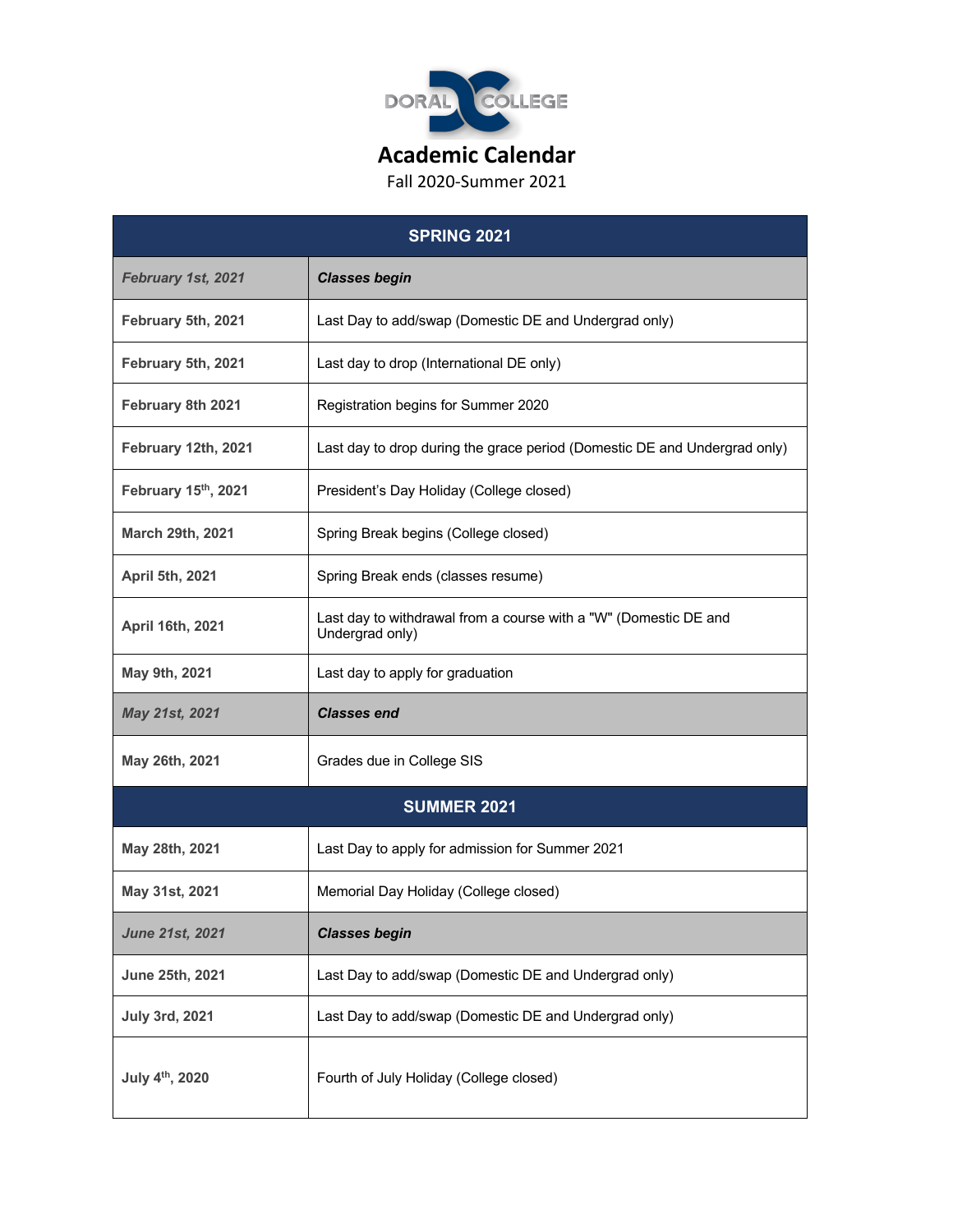DORAL COLLEGE

# Academic Calendar

Fall 2020-Summer 2021

| SPRING 2021 | |
|---|---|
| ***February 1st, 2021*** | ***Classes begin*** |
| **February 5th, 2021** | Last Day to add/swap (Domestic DE and Undergrad only) |
| **February 5th, 2021** | Last day to drop (International DE only) |
| **February 8th 2021** | Registration begins for Summer 2020 |
| **February 12th, 2021** | Last day to drop during the grace period (Domestic DE and Undergrad only) |
| **February 15th, 2021** | President's Day Holiday (College closed) |
| **March 29th, 2021** | Spring Break begins (College closed) |
| **April 5th, 2021** | Spring Break ends (classes resume) |
| **April 16th, 2021** | Last day to withdrawal from a course with a "W" (Domestic DE and Undergrad only) |
| **May 9th, 2021** | Last day to apply for graduation |
| ***May 21st, 2021*** | ***Classes end*** |
| **May 26th, 2021** | Grades due in College SIS |
| **SUMMER 2021** | |
| **May 28th, 2021** | Last Day to apply for admission for Summer 2021 |
| **May 31st, 2021** | Memorial Day Holiday (College closed) |
| ***June 21st, 2021*** | ***Classes begin*** |
| **June 25th, 2021** | Last Day to add/swap (Domestic DE and Undergrad only) |
| **July 3rd, 2021** | Last Day to add/swap (Domestic DE and Undergrad only) |
| **July 4th, 2020** | Fourth of July Holiday (College closed) |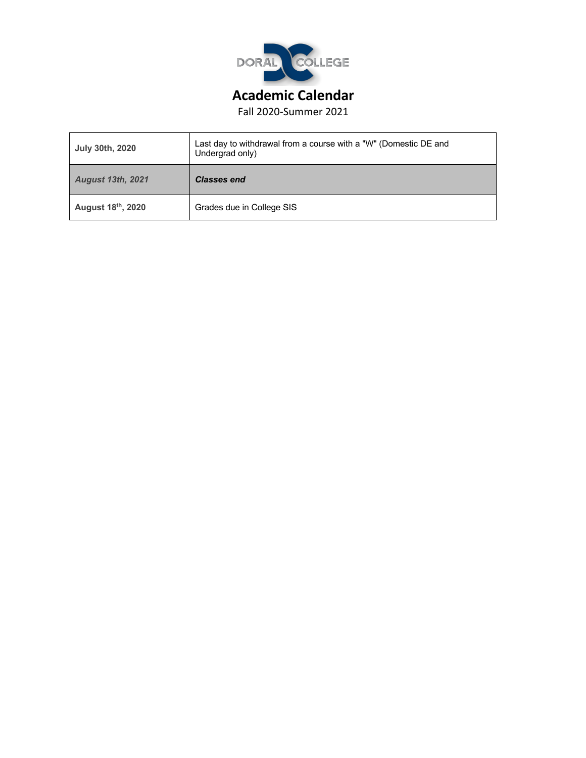# Academic Calendar

Fall 2020-Summer 2021

| | |
|---|---|
| **July 30th, 2020** | Last day to withdrawal from a course with a "W" (Domestic DE and Undergrad only) |
| ***August 13th, 2021*** | ***Classes end*** |
| **August 18th, 2020** | Grades due in College SIS |